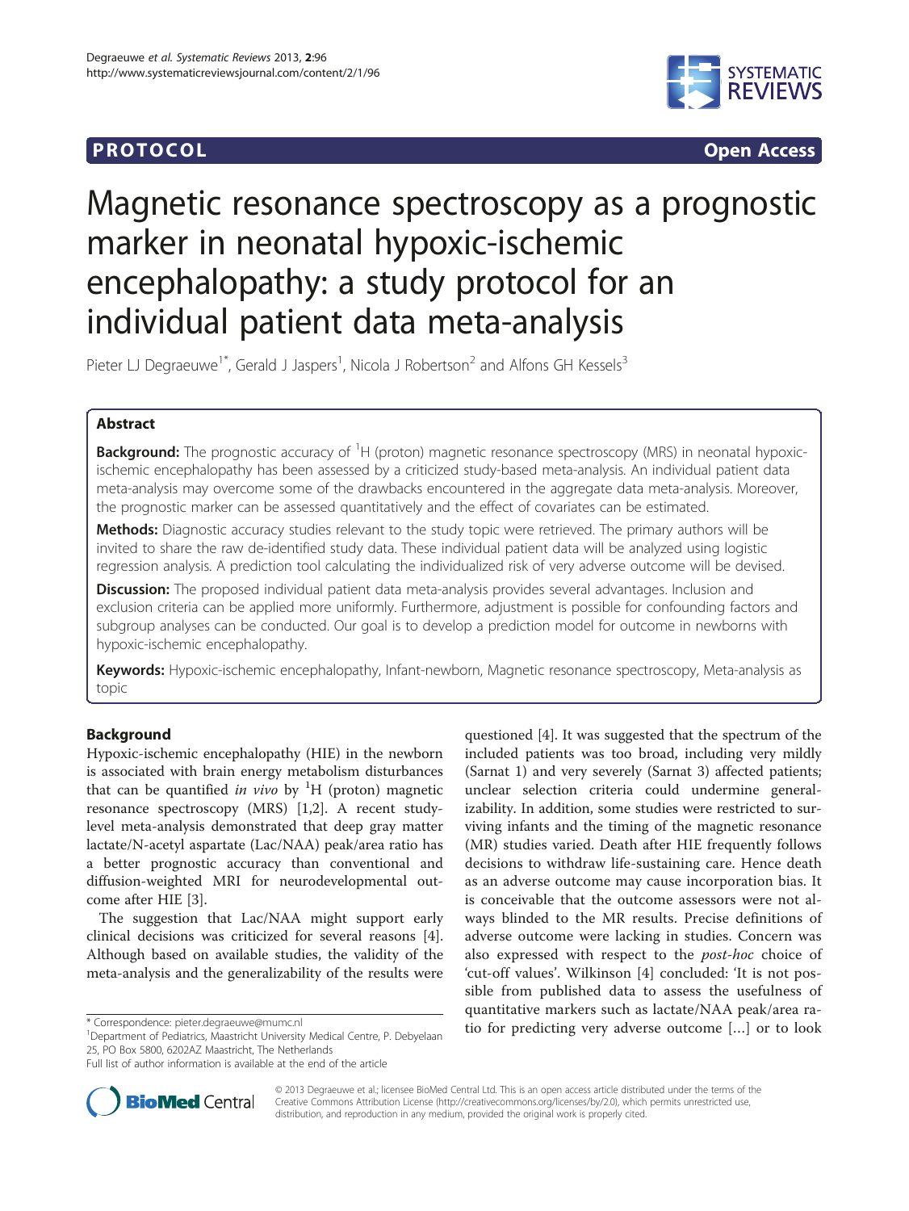**PROTOCOL** **Open Access**

# Magnetic resonance spectroscopy as a prognostic marker in neonatal hypoxic-ischemic encephalopathy: a study protocol for an individual patient data meta-analysis

Pieter LJ Degraeuwe[1*], Gerald J Jaspers[1], Nicola J Robertson[2] and Alfons GH Kessels[3]

## Abstract

**Background:** The prognostic accuracy of $^{1}$H (proton) magnetic resonance spectroscopy (MRS) in neonatal hypoxic-ischemic encephalopathy has been assessed by a criticized study-based meta-analysis. An individual patient data meta-analysis may overcome some of the drawbacks encountered in the aggregate data meta-analysis. Moreover, the prognostic marker can be assessed quantitatively and the effect of covariates can be estimated.

**Methods:** Diagnostic accuracy studies relevant to the study topic were retrieved. The primary authors will be invited to share the raw de-identified study data. These individual patient data will be analyzed using logistic regression analysis. A prediction tool calculating the individualized risk of very adverse outcome will be devised.

**Discussion:** The proposed individual patient data meta-analysis provides several advantages. Inclusion and exclusion criteria can be applied more uniformly. Furthermore, adjustment is possible for confounding factors and subgroup analyses can be conducted. Our goal is to develop a prediction model for outcome in newborns with hypoxic-ischemic encephalopathy.

**Keywords:** Hypoxic-ischemic encephalopathy, Infant-newborn, Magnetic resonance spectroscopy, Meta-analysis as topic

## Background

Hypoxic-ischemic encephalopathy (HIE) in the newborn is associated with brain energy metabolism disturbances that can be quantified *in vivo* by $^{1}$H (proton) magnetic resonance spectroscopy (MRS) [1,2]. A recent study-level meta-analysis demonstrated that deep gray matter lactate/N-acetyl aspartate (Lac/NAA) peak/area ratio has a better prognostic accuracy than conventional and diffusion-weighted MRI for neurodevelopmental outcome after HIE [3].

The suggestion that Lac/NAA might support early clinical decisions was criticized for several reasons [4]. Although based on available studies, the validity of the meta-analysis and the generalizability of the results were questioned [4]. It was suggested that the spectrum of the included patients was too broad, including very mildly (Sarnat 1) and very severely (Sarnat 3) affected patients; unclear selection criteria could undermine generalizability. In addition, some studies were restricted to surviving infants and the timing of the magnetic resonance (MR) studies varied. Death after HIE frequently follows decisions to withdraw life-sustaining care. Hence death as an adverse outcome may cause incorporation bias. It is conceivable that the outcome assessors were not always blinded to the MR results. Precise definitions of adverse outcome were lacking in studies. Concern was also expressed with respect to the *post-hoc* choice of 'cut-off values'. Wilkinson [4] concluded: 'It is not possible from published data to assess the usefulness of quantitative markers such as lactate/NAA peak/area ratio for predicting very adverse outcome [...] or to look

\* Correspondence: pieter.degraeuwe@mumc.nl

[1]Department of Pediatrics, Maastricht University Medical Centre, P. Debyelaan 25, PO Box 5800, 6202AZ Maastricht, The Netherlands

Full list of author information is available at the end of the article

© 2013 Degraeuwe et al.; licensee BioMed Central Ltd. This is an open access article distributed under the terms of the Creative Commons Attribution License (http://creativecommons.org/licenses/by/2.0), which permits unrestricted use, distribution, and reproduction in any medium, provided the original work is properly cited.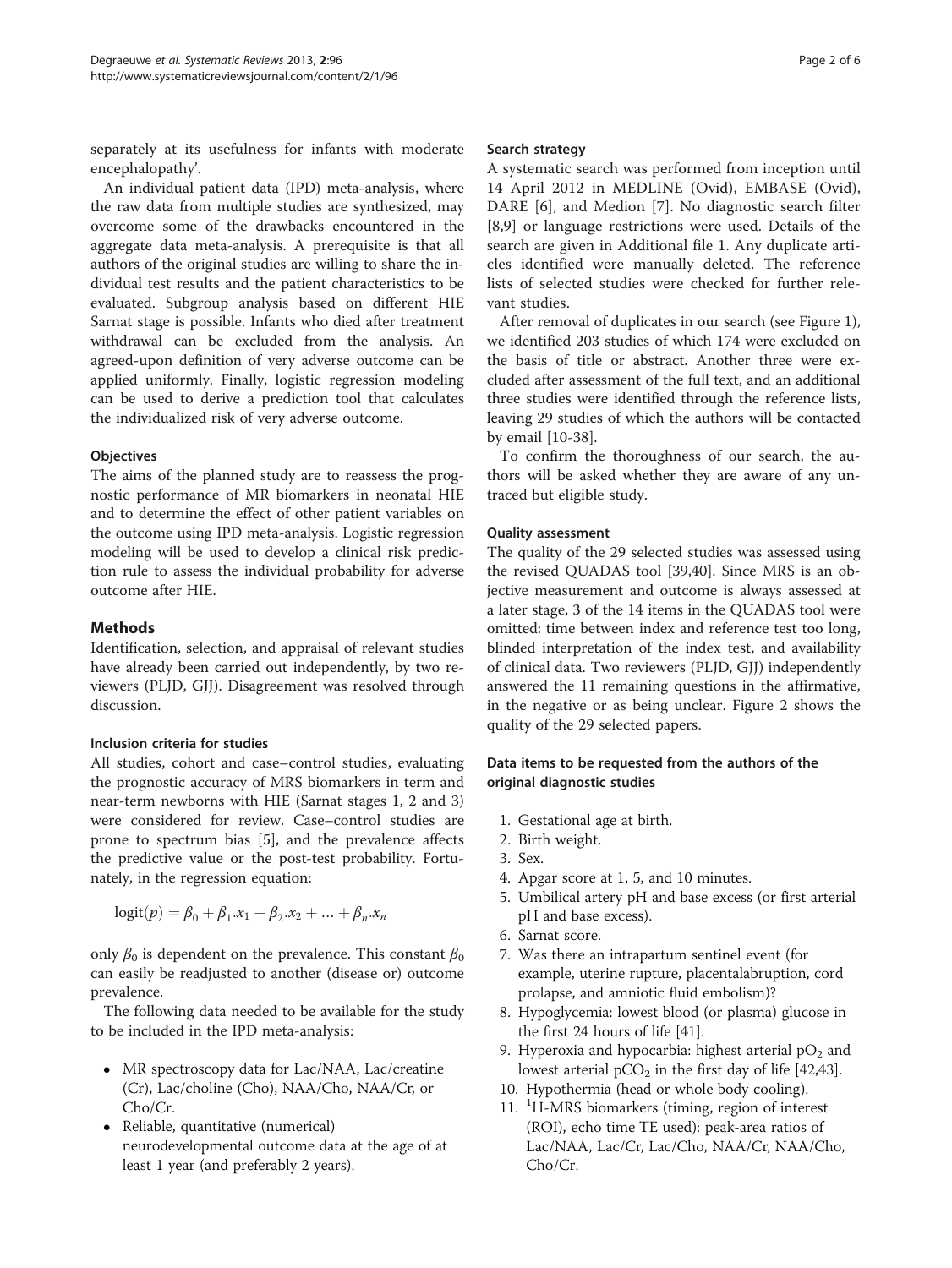separately at its usefulness for infants with moderate encephalopathy'.

An individual patient data (IPD) meta-analysis, where the raw data from multiple studies are synthesized, may overcome some of the drawbacks encountered in the aggregate data meta-analysis. A prerequisite is that all authors of the original studies are willing to share the individual test results and the patient characteristics to be evaluated. Subgroup analysis based on different HIE Sarnat stage is possible. Infants who died after treatment withdrawal can be excluded from the analysis. An agreed-upon definition of very adverse outcome can be applied uniformly. Finally, logistic regression modeling can be used to derive a prediction tool that calculates the individualized risk of very adverse outcome.

### Objectives

The aims of the planned study are to reassess the prognostic performance of MR biomarkers in neonatal HIE and to determine the effect of other patient variables on the outcome using IPD meta-analysis. Logistic regression modeling will be used to develop a clinical risk prediction rule to assess the individual probability for adverse outcome after HIE.

## Methods

Identification, selection, and appraisal of relevant studies have already been carried out independently, by two reviewers (PLJD, GJJ). Disagreement was resolved through discussion.

### Inclusion criteria for studies

All studies, cohort and case–control studies, evaluating the prognostic accuracy of MRS biomarkers in term and near-term newborns with HIE (Sarnat stages 1, 2 and 3) were considered for review. Case–control studies are prone to spectrum bias [5], and the prevalence affects the predictive value or the post-test probability. Fortunately, in the regression equation:

$$\text{logit}(p) = \beta_0 + \beta_1.x_1 + \beta_2.x_2 + \ldots + \beta_n.x_n$$

only $\beta_0$ is dependent on the prevalence. This constant $\beta_0$ can easily be readjusted to another (disease or) outcome prevalence.

The following data needed to be available for the study to be included in the IPD meta-analysis:

- MR spectroscopy data for Lac/NAA, Lac/creatine (Cr), Lac/choline (Cho), NAA/Cho, NAA/Cr, or Cho/Cr.
- Reliable, quantitative (numerical) neurodevelopmental outcome data at the age of at least 1 year (and preferably 2 years).

### Search strategy

A systematic search was performed from inception until 14 April 2012 in MEDLINE (Ovid), EMBASE (Ovid), DARE [6], and Medion [7]. No diagnostic search filter [8,9] or language restrictions were used. Details of the search are given in Additional file 1. Any duplicate articles identified were manually deleted. The reference lists of selected studies were checked for further relevant studies.

After removal of duplicates in our search (see Figure 1), we identified 203 studies of which 174 were excluded on the basis of title or abstract. Another three were excluded after assessment of the full text, and an additional three studies were identified through the reference lists, leaving 29 studies of which the authors will be contacted by email [10-38].

To confirm the thoroughness of our search, the authors will be asked whether they are aware of any untraced but eligible study.

### Quality assessment

The quality of the 29 selected studies was assessed using the revised QUADAS tool [39,40]. Since MRS is an objective measurement and outcome is always assessed at a later stage, 3 of the 14 items in the QUADAS tool were omitted: time between index and reference test too long, blinded interpretation of the index test, and availability of clinical data. Two reviewers (PLJD, GJJ) independently answered the 11 remaining questions in the affirmative, in the negative or as being unclear. Figure 2 shows the quality of the 29 selected papers.

### Data items to be requested from the authors of the original diagnostic studies

1. Gestational age at birth.
2. Birth weight.
3. Sex.
4. Apgar score at 1, 5, and 10 minutes.
5. Umbilical artery pH and base excess (or first arterial pH and base excess).
6. Sarnat score.
7. Was there an intrapartum sentinel event (for example, uterine rupture, placentalabruption, cord prolapse, and amniotic fluid embolism)?
8. Hypoglycemia: lowest blood (or plasma) glucose in the first 24 hours of life [41].
9. Hyperoxia and hypocarbia: highest arterial $pO_2$ and lowest arterial $pCO_2$ in the first day of life [42,43].
10. Hypothermia (head or whole body cooling).
11. $^1$H-MRS biomarkers (timing, region of interest (ROI), echo time TE used): peak-area ratios of Lac/NAA, Lac/Cr, Lac/Cho, NAA/Cr, NAA/Cho, Cho/Cr.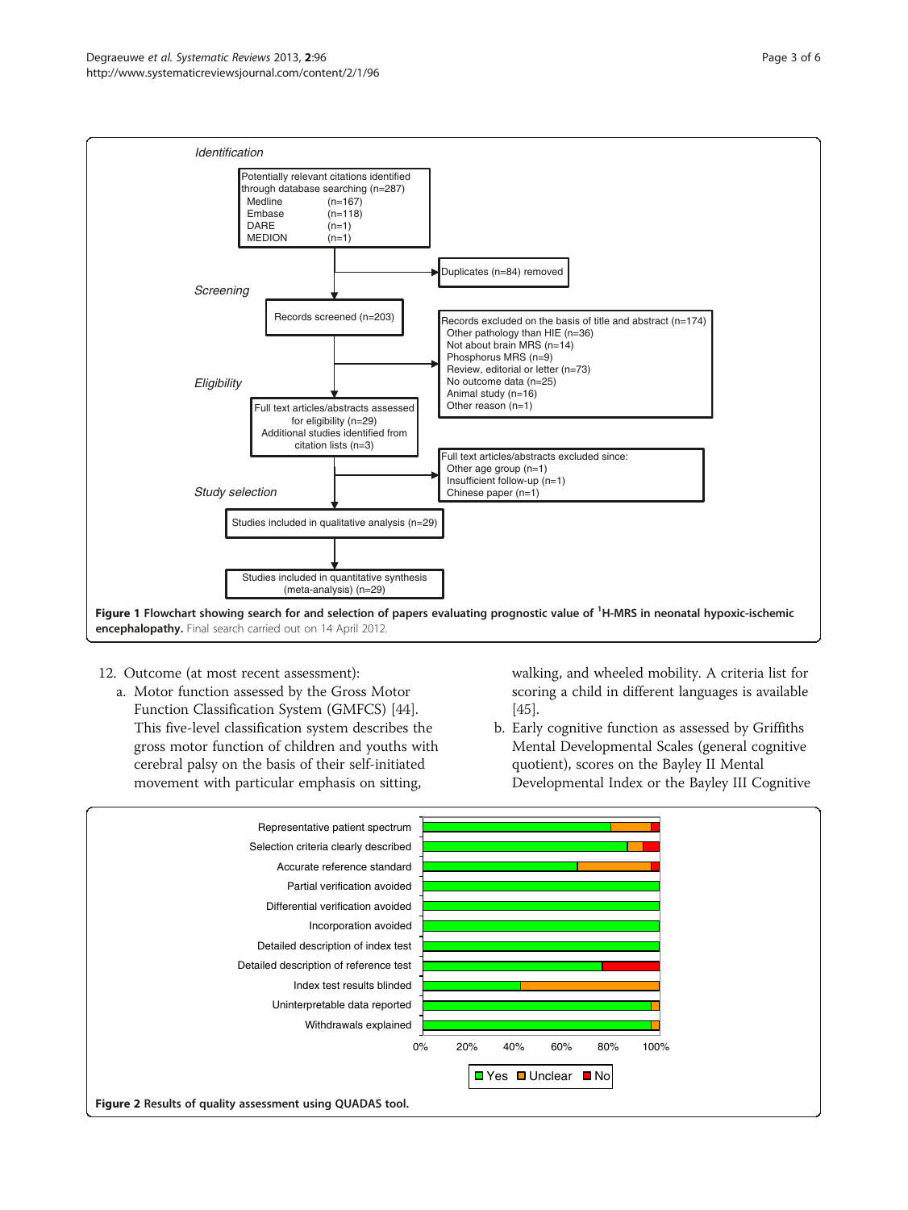Figure 1 Flowchart showing search for and selection of papers evaluating prognostic value of [1]H-MRS in neonatal hypoxic-ischemic encephalopathy. Final search carried out on 14 April 2012.

12. Outcome (at most recent assessment):
   a. Motor function assessed by the Gross Motor Function Classification System (GMFCS) [44]. This five-level classification system describes the gross motor function of children and youths with cerebral palsy on the basis of their self-initiated movement with particular emphasis on sitting, walking, and wheeled mobility. A criteria list for scoring a child in different languages is available [45].
   b. Early cognitive function as assessed by Griffiths Mental Developmental Scales (general cognitive quotient), scores on the Bayley II Mental Developmental Index or the Bayley III Cognitive

Figure 2 Results of quality assessment using QUADAS tool.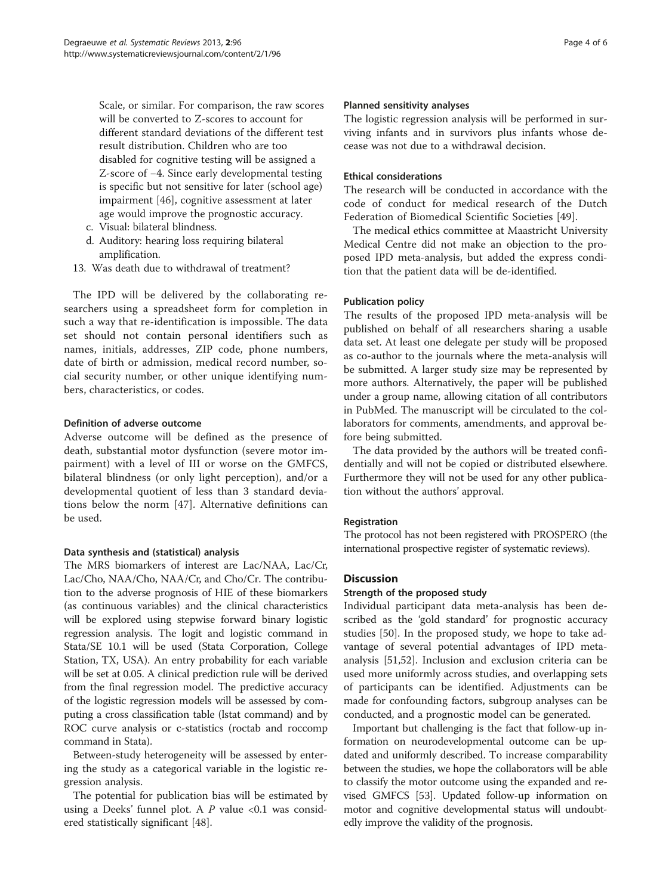Scale, or similar. For comparison, the raw scores will be converted to Z-scores to account for different standard deviations of the different test result distribution. Children who are too disabled for cognitive testing will be assigned a Z-score of −4. Since early developmental testing is specific but not sensitive for later (school age) impairment [46], cognitive assessment at later age would improve the prognostic accuracy.

   c. Visual: bilateral blindness.
   d. Auditory: hearing loss requiring bilateral amplification.

13. Was death due to withdrawal of treatment?

The IPD will be delivered by the collaborating researchers using a spreadsheet form for completion in such a way that re-identification is impossible. The data set should not contain personal identifiers such as names, initials, addresses, ZIP code, phone numbers, date of birth or admission, medical record number, social security number, or other unique identifying numbers, characteristics, or codes.

#### Definition of adverse outcome

Adverse outcome will be defined as the presence of death, substantial motor dysfunction (severe motor impairment) with a level of III or worse on the GMFCS, bilateral blindness (or only light perception), and/or a developmental quotient of less than 3 standard deviations below the norm [47]. Alternative definitions can be used.

#### Data synthesis and (statistical) analysis

The MRS biomarkers of interest are Lac/NAA, Lac/Cr, Lac/Cho, NAA/Cho, NAA/Cr, and Cho/Cr. The contribution to the adverse prognosis of HIE of these biomarkers (as continuous variables) and the clinical characteristics will be explored using stepwise forward binary logistic regression analysis. The logit and logistic command in Stata/SE 10.1 will be used (Stata Corporation, College Station, TX, USA). An entry probability for each variable will be set at 0.05. A clinical prediction rule will be derived from the final regression model. The predictive accuracy of the logistic regression models will be assessed by computing a cross classification table (lstat command) and by ROC curve analysis or c-statistics (roctab and roccomp command in Stata).

Between-study heterogeneity will be assessed by entering the study as a categorical variable in the logistic regression analysis.

The potential for publication bias will be estimated by using a Deeks' funnel plot. A $P$ value <0.1 was considered statistically significant [48].

#### Planned sensitivity analyses

The logistic regression analysis will be performed in surviving infants and in survivors plus infants whose decease was not due to a withdrawal decision.

#### Ethical considerations

The research will be conducted in accordance with the code of conduct for medical research of the Dutch Federation of Biomedical Scientific Societies [49].

The medical ethics committee at Maastricht University Medical Centre did not make an objection to the proposed IPD meta-analysis, but added the express condition that the patient data will be de-identified.

#### Publication policy

The results of the proposed IPD meta-analysis will be published on behalf of all researchers sharing a usable data set. At least one delegate per study will be proposed as co-author to the journals where the meta-analysis will be submitted. A larger study size may be represented by more authors. Alternatively, the paper will be published under a group name, allowing citation of all contributors in PubMed. The manuscript will be circulated to the collaborators for comments, amendments, and approval before being submitted.

The data provided by the authors will be treated confidentially and will not be copied or distributed elsewhere. Furthermore they will not be used for any other publication without the authors' approval.

#### Registration

The protocol has not been registered with PROSPERO (the international prospective register of systematic reviews).

## Discussion

### Strength of the proposed study

Individual participant data meta-analysis has been described as the 'gold standard' for prognostic accuracy studies [50]. In the proposed study, we hope to take advantage of several potential advantages of IPD meta-analysis [51,52]. Inclusion and exclusion criteria can be used more uniformly across studies, and overlapping sets of participants can be identified. Adjustments can be made for confounding factors, subgroup analyses can be conducted, and a prognostic model can be generated.

Important but challenging is the fact that follow-up information on neurodevelopmental outcome can be updated and uniformly described. To increase comparability between the studies, we hope the collaborators will be able to classify the motor outcome using the expanded and revised GMFCS [53]. Updated follow-up information on motor and cognitive developmental status will undoubtedly improve the validity of the prognosis.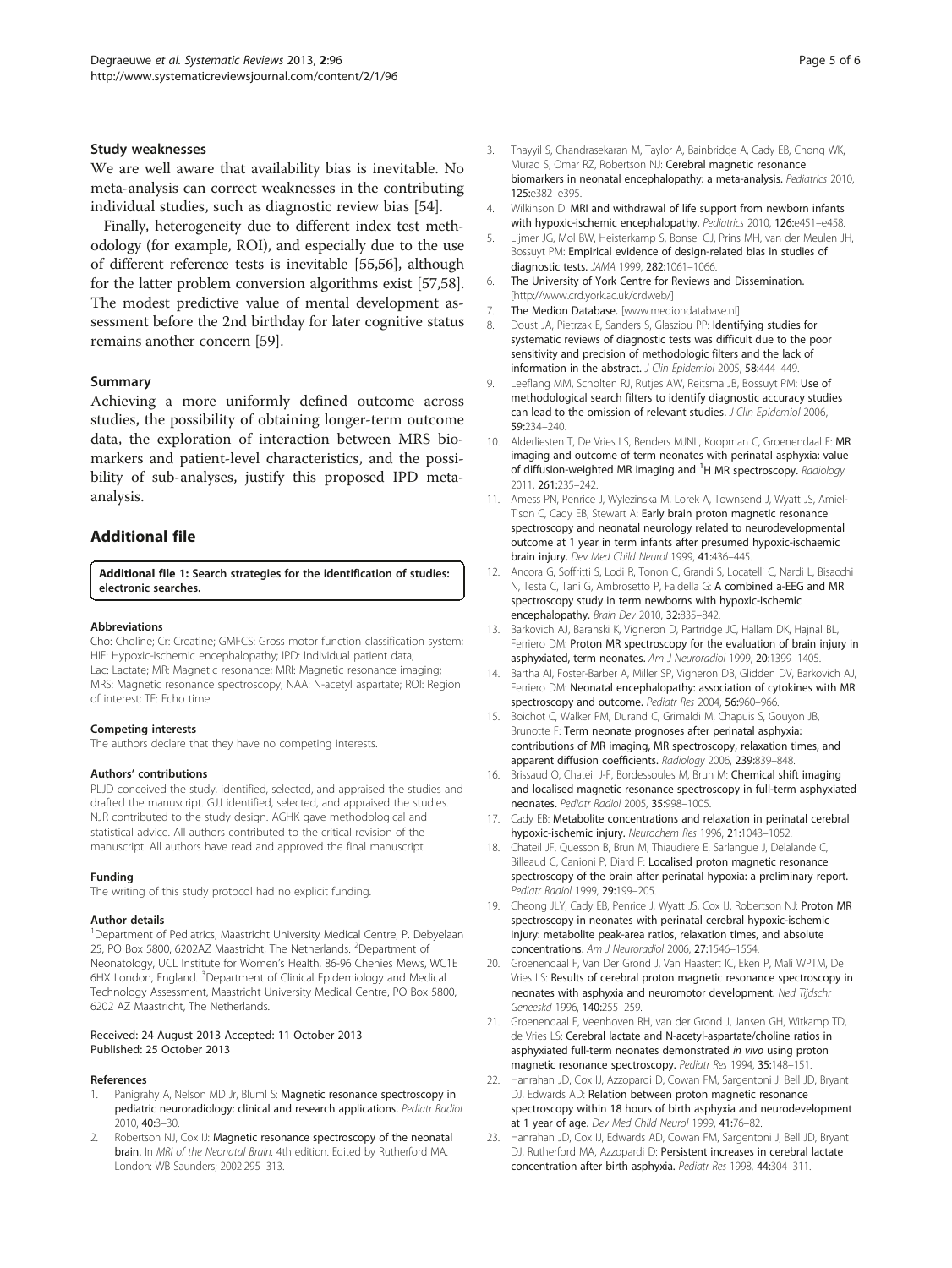### Study weaknesses

We are well aware that availability bias is inevitable. No meta-analysis can correct weaknesses in the contributing individual studies, such as diagnostic review bias [54].

Finally, heterogeneity due to different index test methodology (for example, ROI), and especially due to the use of different reference tests is inevitable [55,56], although for the latter problem conversion algorithms exist [57,58]. The modest predictive value of mental development assessment before the 2nd birthday for later cognitive status remains another concern [59].

### Summary

Achieving a more uniformly defined outcome across studies, the possibility of obtaining longer-term outcome data, the exploration of interaction between MRS biomarkers and patient-level characteristics, and the possibility of sub-analyses, justify this proposed IPD meta-analysis.

## Additional file

**Additional file 1: Search strategies for the identification of studies: electronic searches.**

#### Abbreviations

Cho: Choline; Cr: Creatine; GMFCS: Gross motor function classification system; HIE: Hypoxic-ischemic encephalopathy; IPD: Individual patient data; Lac: Lactate; MR: Magnetic resonance; MRI: Magnetic resonance imaging; MRS: Magnetic resonance spectroscopy; NAA: N-acetyl aspartate; ROI: Region of interest; TE: Echo time.

#### Competing interests

The authors declare that they have no competing interests.

#### Authors' contributions

PLJD conceived the study, identified, selected, and appraised the studies and drafted the manuscript. GJJ identified, selected, and appraised the studies. NJR contributed to the study design. AGHK gave methodological and statistical advice. All authors contributed to the critical revision of the manuscript. All authors have read and approved the final manuscript.

#### Funding

The writing of this study protocol had no explicit funding.

#### Author details

[1]Department of Pediatrics, Maastricht University Medical Centre, P. Debyelaan 25, PO Box 5800, 6202AZ Maastricht, The Netherlands. [2]Department of Neonatology, UCL Institute for Women's Health, 86-96 Chenies Mews, WC1E 6HX London, England. [3]Department of Clinical Epidemiology and Medical Technology Assessment, Maastricht University Medical Centre, PO Box 5800, 6202 AZ Maastricht, The Netherlands.

Received: 24 August 2013 Accepted: 11 October 2013
Published: 25 October 2013

#### References

1. Panigrahy A, Nelson MD Jr, Bluml S: **Magnetic resonance spectroscopy in pediatric neuroradiology: clinical and research applications.** *Pediatr Radiol* 2010, **40:**3–30.
2. Robertson NJ, Cox IJ: **Magnetic resonance spectroscopy of the neonatal brain.** In *MRI of the Neonatal Brain*. 4th edition. Edited by Rutherford MA. London: WB Saunders; 2002:295–313.
3. Thayyil S, Chandrasekaran M, Taylor A, Bainbridge A, Cady EB, Chong WK, Murad S, Omar RZ, Robertson NJ: **Cerebral magnetic resonance biomarkers in neonatal encephalopathy: a meta-analysis.** *Pediatrics* 2010, **125:**e382–e395.
4. Wilkinson D: **MRI and withdrawal of life support from newborn infants with hypoxic-ischemic encephalopathy.** *Pediatrics* 2010, **126:**e451–e458.
5. Lijmer JG, Mol BW, Heisterkamp S, Bonsel GJ, Prins MH, van der Meulen JH, Bossuyt PM: **Empirical evidence of design-related bias in studies of diagnostic tests.** *JAMA* 1999, **282:**1061–1066.
6. The University of York Centre for Reviews and Dissemination. [http://www.crd.york.ac.uk/crdweb/]
7. The Medion Database. [www.mediondatabase.nl]
8. Doust JA, Pietrzak E, Sanders S, Glasziou PP: **Identifying studies for systematic reviews of diagnostic tests was difficult due to the poor sensitivity and precision of methodologic filters and the lack of information in the abstract.** *J Clin Epidemiol* 2005, **58:**444–449.
9. Leeflang MM, Scholten RJ, Rutjes AW, Reitsma JB, Bossuyt PM: **Use of methodological search filters to identify diagnostic accuracy studies can lead to the omission of relevant studies.** *J Clin Epidemiol* 2006, **59:**234–240.
10. Alderliesten T, De Vries LS, Benders MJNL, Koopman C, Groenendaal F: **MR imaging and outcome of term neonates with perinatal asphyxia: value of diffusion-weighted MR imaging and $^1$H MR spectroscopy.** *Radiology* 2011, **261:**235–242.
11. Amess PN, Penrice J, Wylezinska M, Lorek A, Townsend J, Wyatt JS, Amiel-Tison C, Cady EB, Stewart A: **Early brain proton magnetic resonance spectroscopy and neonatal neurology related to neurodevelopmental outcome at 1 year in term infants after presumed hypoxic-ischaemic brain injury.** *Dev Med Child Neurol* 1999, **41:**436–445.
12. Ancora G, Soffritti S, Lodi R, Tonon C, Grandi S, Locatelli C, Nardi L, Bisacchi N, Testa C, Tani G, Ambrosetto P, Faldella G: **A combined a-EEG and MR spectroscopy study in term newborns with hypoxic-ischemic encephalopathy.** *Brain Dev* 2010, **32:**835–842.
13. Barkovich AJ, Baranski K, Vigneron D, Partridge JC, Hallam DK, Hajnal BL, Ferriero DM: **Proton MR spectroscopy for the evaluation of brain injury in asphyxiated, term neonates.** *Am J Neuroradiol* 1999, **20:**1399–1405.
14. Bartha AI, Foster-Barber A, Miller SP, Vigneron DB, Glidden DV, Barkovich AJ, Ferriero DM: **Neonatal encephalopathy: association of cytokines with MR spectroscopy and outcome.** *Pediatr Res* 2004, **56:**960–966.
15. Boichot C, Walker PM, Durand C, Grimaldi M, Chapuis S, Gouyon JB, Brunotte F: **Term neonate prognoses after perinatal asphyxia: contributions of MR imaging, MR spectroscopy, relaxation times, and apparent diffusion coefficients.** *Radiology* 2006, **239:**839–848.
16. Brissaud O, Chateil J-F, Bordessoules M, Brun M: **Chemical shift imaging and localised magnetic resonance spectroscopy in full-term asphyxiated neonates.** *Pediatr Radiol* 2005, **35:**998–1005.
17. Cady EB: **Metabolite concentrations and relaxation in perinatal cerebral hypoxic-ischemic injury.** *Neurochem Res* 1996, **21:**1043–1052.
18. Chateil JF, Quesson B, Brun M, Thiaudiere E, Sarlangue J, Delalande C, Billeaud C, Canioni P, Diard F: **Localised proton magnetic resonance spectroscopy of the brain after perinatal hypoxia: a preliminary report.** *Pediatr Radiol* 1999, **29:**199–205.
19. Cheong JLY, Cady EB, Penrice J, Wyatt JS, Cox IJ, Robertson NJ: **Proton MR spectroscopy in neonates with perinatal cerebral hypoxic-ischemic injury: metabolite peak-area ratios, relaxation times, and absolute concentrations.** *Am J Neuroradiol* 2006, **27:**1546–1554.
20. Groenendaal F, Van Der Grond J, Van Haastert IC, Eken P, Mali WPTM, De Vries LS: **Results of cerebral proton magnetic resonance spectroscopy in neonates with asphyxia and neuromotor development.** *Ned Tijdschr Geneeskd* 1996, **140:**255–259.
21. Groenendaal F, Veenhoven RH, van der Grond J, Jansen GH, Witkamp TD, de Vries LS: **Cerebral lactate and N-acetyl-aspartate/choline ratios in asphyxiated full-term neonates demonstrated *in vivo* using proton magnetic resonance spectroscopy.** *Pediatr Res* 1994, **35:**148–151.
22. Hanrahan JD, Cox IJ, Azzopardi D, Cowan FM, Sargentoni J, Bell JD, Bryant DJ, Edwards AD: **Relation between proton magnetic resonance spectroscopy within 18 hours of birth asphyxia and neurodevelopment at 1 year of age.** *Dev Med Child Neurol* 1999, **41:**76–82.
23. Hanrahan JD, Cox IJ, Edwards AD, Cowan FM, Sargentoni J, Bell JD, Bryant DJ, Rutherford MA, Azzopardi D: **Persistent increases in cerebral lactate concentration after birth asphyxia.** *Pediatr Res* 1998, **44:**304–311.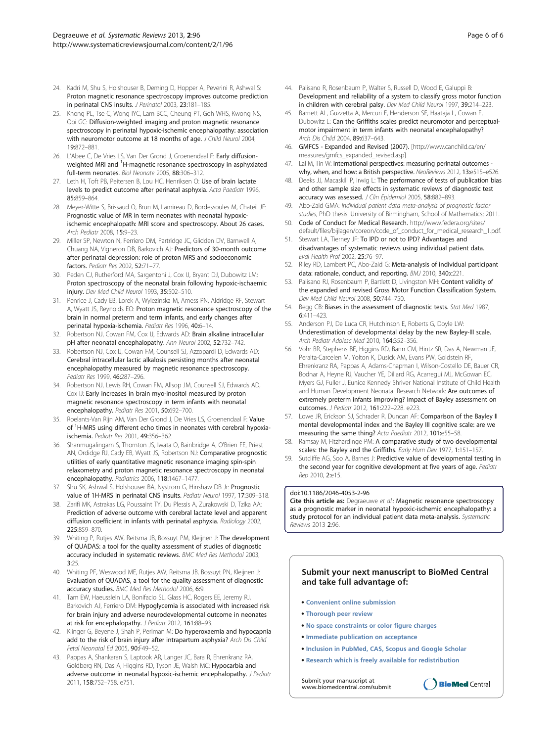24. Kadri M, Shu S, Holshouser B, Deming D, Hopper A, Peverini R, Ashwal S: **Proton magnetic resonance spectroscopy improves outcome prediction in perinatal CNS insults.** *J Perinatol* 2003, **23**:181–185.
25. Khong PL, Tse C, Wong IYC, Lam BCC, Cheung PT, Goh WHS, Kwong NS, Ooi GC: **Diffusion-weighted imaging and proton magnetic resonance spectroscopy in perinatal hypoxic-ischemic encephalopathy: association with neuromotor outcome at 18 months of age.** *J Child Neurol* 2004, **19**:872–881.
26. L'Abee C, De Vries LS, Van Der Grond J, Groenendaal F: **Early diffusion-weighted MRI and $^{1}$H-magnetic resonance spectroscopy in asphyxiated full-term neonates.** *Biol Neonate* 2005, **88**:306–312.
27. Leth H, Toft PB, Peitersen B, Lou HC, Henriksen O: **Use of brain lactate levels to predict outcome after perinatal asphyxia.** *Acta Paediatr* 1996, **85**:859–864.
28. Meyer-Witte S, Brissaud O, Brun M, Lamireau D, Bordessoules M, Chateil JF: **Prognostic value of MR in term neonates with neonatal hypoxic-ischemic encephalopathy: MRI score and spectroscopy. About 26 cases.** *Arch Pediatr* 2008, **15**:9–23.
29. Miller SP, Newton N, Ferriero DM, Partridge JC, Glidden DV, Barnwell A, Chuang NA, Vigneron DB, Barkovich AJ: **Predictors of 30-month outcome after perinatal depression: role of proton MRS and socioeconomic factors.** *Pediatr Res* 2002, **52**:71–77.
30. Peden CJ, Rutherford MA, Sargentoni J, Cox IJ, Bryant DJ, Dubowitz LM: **Proton spectroscopy of the neonatal brain following hypoxic-ischaemic injury.** *Dev Med Child Neurol* 1993, **35**:502–510.
31. Penrice J, Cady EB, Lorek A, Wylezinska M, Amess PN, Aldridge RF, Stewart A, Wyatt JS, Reynolds EO: **Proton magnetic resonance spectroscopy of the brain in normal preterm and term infants, and early changes after perinatal hypoxia-ischemia.** *Pediatr Res* 1996, **40**:6–14.
32. Robertson NJ, Cowan FM, Cox IJ, Edwards AD: **Brain alkaline intracellular pH after neonatal encephalopathy.** *Ann Neurol* 2002, **52**:732–742.
33. Robertson NJ, Cox IJ, Cowan FM, Counsell SJ, Azzopardi D, Edwards AD: **Cerebral intracellular lactic alkalosis persisting months after neonatal encephalopathy measured by magnetic resonance spectroscopy.** *Pediatr Res* 1999, **46**:287–296.
34. Robertson NJ, Lewis RH, Cowan FM, Allsop JM, Counsell SJ, Edwards AD, Cox IJ: **Early increases in brain myo-inositol measured by proton magnetic resonance spectroscopy in term infants with neonatal encephalopathy.** *Pediatr Res* 2001, **50**:692–700.
35. Roelants-Van Rijn AM, Van Der Grond J, De Vries LS, Groenendaal F: **Value of $^{1}$H-MRS using different echo times in neonates with cerebral hypoxia-ischemia.** *Pediatr Res* 2001, **49**:356–362.
36. Shanmugalingam S, Thornton JS, Iwata O, Bainbridge A, O'Brien FE, Priest AN, Ordidge RJ, Cady EB, Wyatt JS, Robertson NJ: **Comparative prognostic utilities of early quantitative magnetic resonance imaging spin-spin relaxometry and proton magnetic resonance spectroscopy in neonatal encephalopathy.** *Pediatrics* 2006, **118**:1467–1477.
37. Shu SK, Ashwal S, Holshouser BA, Nystrom G, Hinshaw DB Jr: **Prognostic value of 1H-MRS in perinatal CNS insults.** *Pediatr Neurol* 1997, **17**:309–318.
38. Zarifi MK, Astrakas LG, Poussaint TY, Du Plessis A, Zurakowski D, Tzika AA: **Prediction of adverse outcome with cerebral lactate level and apparent diffusion coefficient in infants with perinatal asphyxia.** *Radiology* 2002, **225**:859–870.
39. Whiting P, Rutjes AW, Reitsma JB, Bossuyt PM, Kleijnen J: **The development of QUADAS: a tool for the quality assessment of studies of diagnostic accuracy included in systematic reviews.** *BMC Med Res Methodol* 2003, **3**:25.
40. Whiting PF, Weswood ME, Rutjes AW, Reitsma JB, Bossuyt PN, Kleijnen J: **Evaluation of QUADAS, a tool for the quality assessment of diagnostic accuracy studies.** *BMC Med Res Methodol* 2006, **6**:9.
41. Tam EW, Haeusslein LA, Bonifacio SL, Glass HC, Rogers EE, Jeremy RJ, Barkovich AJ, Ferriero DM: **Hypoglycemia is associated with increased risk for brain injury and adverse neurodevelopmental outcome in neonates at risk for encephalopathy.** *J Pediatr* 2012, **161**:88–93.
42. Klinger G, Beyene J, Shah P, Perlman M: **Do hyperoxaemia and hypocapnia add to the risk of brain injury after intrapartum asphyxia?** *Arch Dis Child Fetal Neonatal Ed* 2005, **90**:F49–52.
43. Pappas A, Shankaran S, Laptook AR, Langer JC, Bara R, Ehrenkranz RA, Goldberg RN, Das A, Higgins RD, Tyson JE, Walsh MC: **Hypocarbia and adverse outcome in neonatal hypoxic-ischemic encephalopathy.** *J Pediatr* 2011, **158**:752–758. e751.
44. Palisano R, Rosenbaum P, Walter S, Russell D, Wood E, Galuppi B: **Development and reliability of a system to classify gross motor function in children with cerebral palsy.** *Dev Med Child Neurol* 1997, **39**:214–223.
45. Barnett AL, Guzzetta A, Mercuri E, Henderson SE, Haataja L, Cowan F, Dubowitz L: **Can the Griffiths scales predict neuromotor and perceptual-motor impairment in term infants with neonatal encephalopathy?** *Arch Dis Child* 2004, **89**:637–643.
46. **GMFCS - Expanded and Revised (2007).** [http://www.canchild.ca/en/measures/gmfcs_expanded_revised.asp]
47. Lal M, Tin W: **International perspectives: measuring perinatal outcomes - why, when, and how: a British perspective.** *NeoReviews* 2012, **13**:e515–e526.
48. Deeks JJ, Macaskill P, Irwig L: **The performance of tests of publication bias and other sample size effects in systematic reviews of diagnostic test accuracy was assessed.** *J Clin Epidemiol* 2005, **58**:882–893.
49. Abo-Zaid GMA: *Individual patient data meta-analysis of prognostic factor studies*, PhD thesis. University of Birmingham, School of Mathematics; 2011.
50. **Code of Conduct for Medical Research.** http://www.federa.org/sites/default/files/bijlagen/coreon/code_of_conduct_for_medical_research_1.pdf.
51. Stewart LA, Tierney JF: **To IPD or not to IPD? Advantages and disadvantages of systematic reviews using individual patient data.** *Eval Health Prof* 2002, **25**:76–97.
52. Riley RD, Lambert PC, Abo-Zaid G: **Meta-analysis of individual participant data: rationale, conduct, and reporting.** *BMJ* 2010, **340**:c221.
53. Palisano RJ, Rosenbaum P, Bartlett D, Livingston MH: **Content validity of the expanded and revised Gross Motor Function Classification System.** *Dev Med Child Neurol* 2008, **50**:744–750.
54. Begg CB: **Biases in the assessment of diagnostic tests.** *Stat Med* 1987, **6**:411–423.
55. Anderson PJ, De Luca CR, Hutchinson E, Roberts G, Doyle LW: **Underestimation of developmental delay by the new Bayley-III scale.** *Arch Pediatr Adolesc Med* 2010, **164**:352–356.
56. Vohr BR, Stephens BE, Higgins RD, Bann CM, Hintz SR, Das A, Newman JE, Peralta-Carcelen M, Yolton K, Dusick AM, Evans PW, Goldstein RF, Ehrenkranz RA, Pappas A, Adams-Chapman I, Wilson-Costello DE, Bauer CR, Bodnar A, Heyne RJ, Vaucher YE, Dillard RG, Acarregui MJ, McGowan EC, Myers GJ, Fuller J, Eunice Kennedy Shriver National Institute of Child Health and Human Development Neonatal Research Network: **Are outcomes of extremely preterm infants improving? Impact of Bayley assessment on outcomes.** *J Pediatr* 2012, **161**:222–228. e223.
57. Lowe JR, Erickson SJ, Schrader R, Duncan AF: **Comparison of the Bayley II mental developmental index and the Bayley III cognitive scale: are we measuring the same thing?** *Acta Paediatr* 2012, **101**:e55–58.
58. Ramsay M, Fitzhardinge PM: **A comparative study of two developmental scales: the Bayley and the Griffiths.** *Early Hum Dev* 1977, **1**:151–157.
59. Sutcliffe AG, Soo A, Barnes J: **Predictive value of developmental testing in the second year for cognitive development at five years of age.** *Pediatr Rep* 2010, **2**:e15.

doi:10.1186/2046-4053-2-96

**Cite this article as:** Degraeuwe *et al.*: Magnetic resonance spectroscopy as a prognostic marker in neonatal hypoxic-ischemic encephalopathy: a study protocol for an individual patient data meta-analysis. *Systematic Reviews* 2013 **2**:96.

**Submit your next manuscript to BioMed Central and take full advantage of:**

- **Convenient online submission**
- **Thorough peer review**
- **No space constraints or color figure charges**
- **Immediate publication on acceptance**
- **Inclusion in PubMed, CAS, Scopus and Google Scholar**
- **Research which is freely available for redistribution**

Submit your manuscript at www.biomedcentral.com/submit

BioMed Central